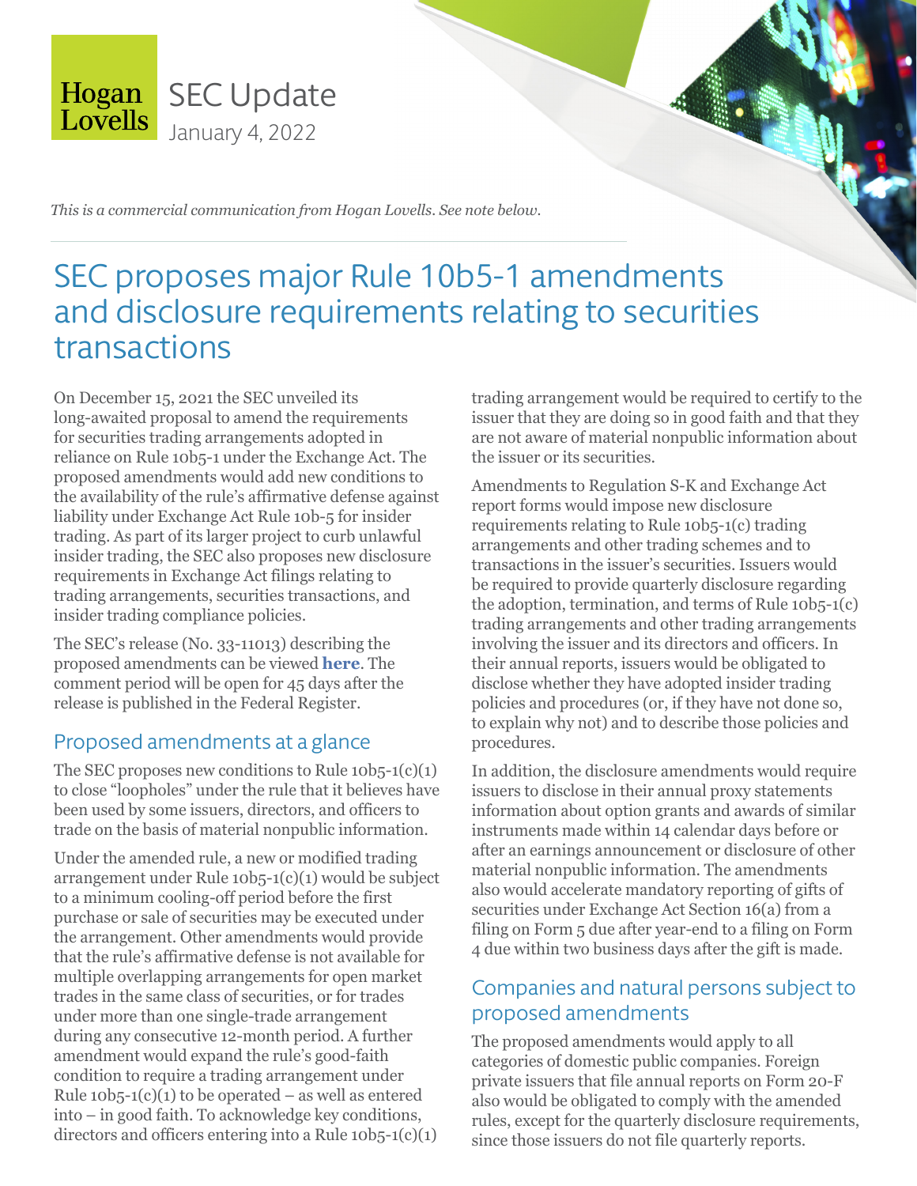Hogan Lovells

SEC Update
January 4, 2022

*This is a commercial communication from Hogan Lovells. See note below.*

# SEC proposes major Rule 10b5-1 amendments and disclosure requirements relating to securities transactions

On December 15, 2021 the SEC unveiled its long-awaited proposal to amend the requirements for securities trading arrangements adopted in reliance on Rule 10b5-1 under the Exchange Act. The proposed amendments would add new conditions to the availability of the rule's affirmative defense against liability under Exchange Act Rule 10b-5 for insider trading. As part of its larger project to curb unlawful insider trading, the SEC also proposes new disclosure requirements in Exchange Act filings relating to trading arrangements, securities transactions, and insider trading compliance policies.

The SEC's release (No. 33-11013) describing the proposed amendments can be viewed **here**. The comment period will be open for 45 days after the release is published in the Federal Register.

## Proposed amendments at a glance

The SEC proposes new conditions to Rule 10b5-1(c)(1) to close "loopholes" under the rule that it believes have been used by some issuers, directors, and officers to trade on the basis of material nonpublic information.

Under the amended rule, a new or modified trading arrangement under Rule 10b5-1(c)(1) would be subject to a minimum cooling-off period before the first purchase or sale of securities may be executed under the arrangement. Other amendments would provide that the rule's affirmative defense is not available for multiple overlapping arrangements for open market trades in the same class of securities, or for trades under more than one single-trade arrangement during any consecutive 12-month period. A further amendment would expand the rule's good-faith condition to require a trading arrangement under Rule 10b5-1(c)(1) to be operated – as well as entered into – in good faith. To acknowledge key conditions, directors and officers entering into a Rule 10b5-1(c)(1) trading arrangement would be required to certify to the issuer that they are doing so in good faith and that they are not aware of material nonpublic information about the issuer or its securities.

Amendments to Regulation S-K and Exchange Act report forms would impose new disclosure requirements relating to Rule 10b5-1(c) trading arrangements and other trading schemes and to transactions in the issuer's securities. Issuers would be required to provide quarterly disclosure regarding the adoption, termination, and terms of Rule 10b5-1(c) trading arrangements and other trading arrangements involving the issuer and its directors and officers. In their annual reports, issuers would be obligated to disclose whether they have adopted insider trading policies and procedures (or, if they have not done so, to explain why not) and to describe those policies and procedures.

In addition, the disclosure amendments would require issuers to disclose in their annual proxy statements information about option grants and awards of similar instruments made within 14 calendar days before or after an earnings announcement or disclosure of other material nonpublic information. The amendments also would accelerate mandatory reporting of gifts of securities under Exchange Act Section 16(a) from a filing on Form 5 due after year-end to a filing on Form 4 due within two business days after the gift is made.

## Companies and natural persons subject to proposed amendments

The proposed amendments would apply to all categories of domestic public companies. Foreign private issuers that file annual reports on Form 20-F also would be obligated to comply with the amended rules, except for the quarterly disclosure requirements, since those issuers do not file quarterly reports.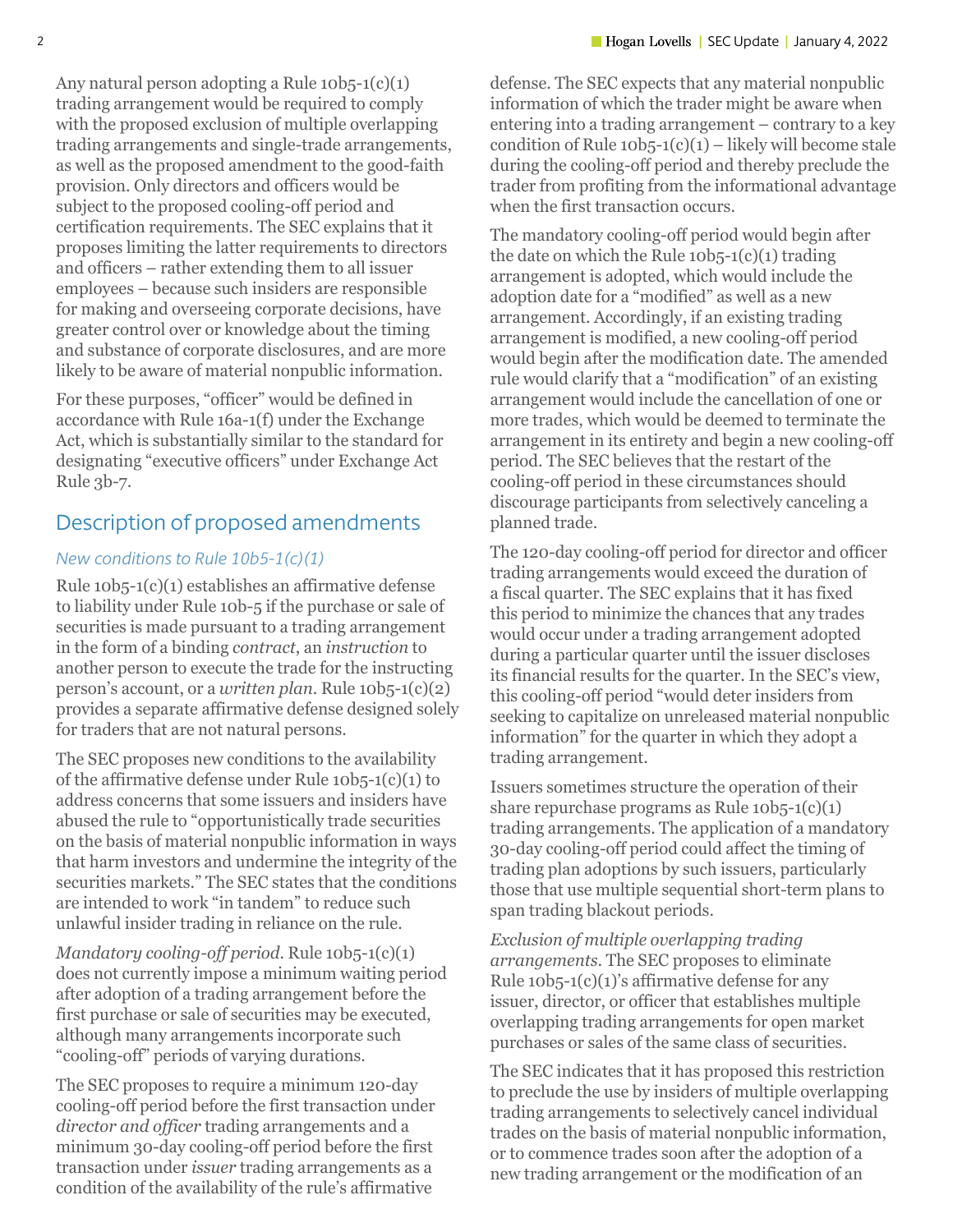Any natural person adopting a Rule 10b5-1(c)(1) trading arrangement would be required to comply with the proposed exclusion of multiple overlapping trading arrangements and single-trade arrangements, as well as the proposed amendment to the good-faith provision. Only directors and officers would be subject to the proposed cooling-off period and certification requirements. The SEC explains that it proposes limiting the latter requirements to directors and officers – rather extending them to all issuer employees – because such insiders are responsible for making and overseeing corporate decisions, have greater control over or knowledge about the timing and substance of corporate disclosures, and are more likely to be aware of material nonpublic information.

For these purposes, "officer" would be defined in accordance with Rule 16a-1(f) under the Exchange Act, which is substantially similar to the standard for designating "executive officers" under Exchange Act Rule 3b-7.

## Description of proposed amendments

### *New conditions to Rule 10b5-1(c)(1)*

Rule 10b5-1(c)(1) establishes an affirmative defense to liability under Rule 10b-5 if the purchase or sale of securities is made pursuant to a trading arrangement in the form of a binding *contract*, an *instruction* to another person to execute the trade for the instructing person's account, or a *written plan*. Rule 10b5-1(c)(2) provides a separate affirmative defense designed solely for traders that are not natural persons.

The SEC proposes new conditions to the availability of the affirmative defense under Rule 10b5-1(c)(1) to address concerns that some issuers and insiders have abused the rule to "opportunistically trade securities on the basis of material nonpublic information in ways that harm investors and undermine the integrity of the securities markets." The SEC states that the conditions are intended to work "in tandem" to reduce such unlawful insider trading in reliance on the rule.

*Mandatory cooling-off period.* Rule 10b5-1(c)(1) does not currently impose a minimum waiting period after adoption of a trading arrangement before the first purchase or sale of securities may be executed, although many arrangements incorporate such "cooling-off" periods of varying durations.

The SEC proposes to require a minimum 120-day cooling-off period before the first transaction under *director and officer* trading arrangements and a minimum 30-day cooling-off period before the first transaction under *issuer* trading arrangements as a condition of the availability of the rule's affirmative defense. The SEC expects that any material nonpublic information of which the trader might be aware when entering into a trading arrangement – contrary to a key condition of Rule 10b5-1(c)(1) – likely will become stale during the cooling-off period and thereby preclude the trader from profiting from the informational advantage when the first transaction occurs.

The mandatory cooling-off period would begin after the date on which the Rule 10b5-1(c)(1) trading arrangement is adopted, which would include the adoption date for a "modified" as well as a new arrangement. Accordingly, if an existing trading arrangement is modified, a new cooling-off period would begin after the modification date. The amended rule would clarify that a "modification" of an existing arrangement would include the cancellation of one or more trades, which would be deemed to terminate the arrangement in its entirety and begin a new cooling-off period. The SEC believes that the restart of the cooling-off period in these circumstances should discourage participants from selectively canceling a planned trade.

The 120-day cooling-off period for director and officer trading arrangements would exceed the duration of a fiscal quarter. The SEC explains that it has fixed this period to minimize the chances that any trades would occur under a trading arrangement adopted during a particular quarter until the issuer discloses its financial results for the quarter. In the SEC's view, this cooling-off period "would deter insiders from seeking to capitalize on unreleased material nonpublic information" for the quarter in which they adopt a trading arrangement.

Issuers sometimes structure the operation of their share repurchase programs as Rule 10b5-1(c)(1) trading arrangements. The application of a mandatory 30-day cooling-off period could affect the timing of trading plan adoptions by such issuers, particularly those that use multiple sequential short-term plans to span trading blackout periods.

*Exclusion of multiple overlapping trading arrangements.* The SEC proposes to eliminate Rule 10b5-1(c)(1)'s affirmative defense for any issuer, director, or officer that establishes multiple overlapping trading arrangements for open market purchases or sales of the same class of securities.

The SEC indicates that it has proposed this restriction to preclude the use by insiders of multiple overlapping trading arrangements to selectively cancel individual trades on the basis of material nonpublic information, or to commence trades soon after the adoption of a new trading arrangement or the modification of an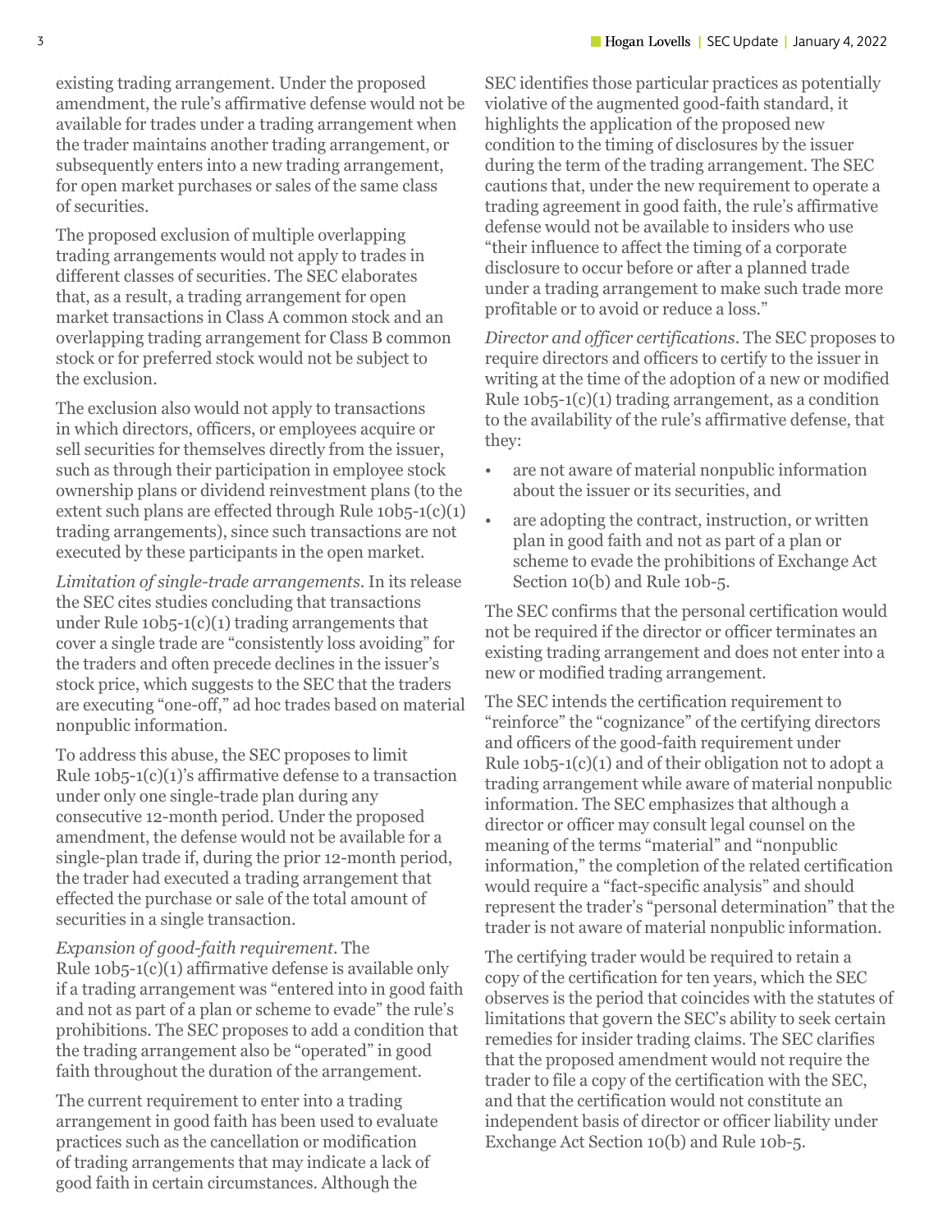existing trading arrangement. Under the proposed amendment, the rule's affirmative defense would not be available for trades under a trading arrangement when the trader maintains another trading arrangement, or subsequently enters into a new trading arrangement, for open market purchases or sales of the same class of securities.

The proposed exclusion of multiple overlapping trading arrangements would not apply to trades in different classes of securities. The SEC elaborates that, as a result, a trading arrangement for open market transactions in Class A common stock and an overlapping trading arrangement for Class B common stock or for preferred stock would not be subject to the exclusion.

The exclusion also would not apply to transactions in which directors, officers, or employees acquire or sell securities for themselves directly from the issuer, such as through their participation in employee stock ownership plans or dividend reinvestment plans (to the extent such plans are effected through Rule 10b5-1(c)(1) trading arrangements), since such transactions are not executed by these participants in the open market.

*Limitation of single-trade arrangements*. In its release the SEC cites studies concluding that transactions under Rule 10b5-1(c)(1) trading arrangements that cover a single trade are "consistently loss avoiding" for the traders and often precede declines in the issuer's stock price, which suggests to the SEC that the traders are executing "one-off," ad hoc trades based on material nonpublic information.

To address this abuse, the SEC proposes to limit Rule 10b5-1(c)(1)'s affirmative defense to a transaction under only one single-trade plan during any consecutive 12-month period. Under the proposed amendment, the defense would not be available for a single-plan trade if, during the prior 12-month period, the trader had executed a trading arrangement that effected the purchase or sale of the total amount of securities in a single transaction.

*Expansion of good-faith requirement*. The Rule 10b5-1(c)(1) affirmative defense is available only if a trading arrangement was "entered into in good faith and not as part of a plan or scheme to evade" the rule's prohibitions. The SEC proposes to add a condition that the trading arrangement also be "operated" in good faith throughout the duration of the arrangement.

The current requirement to enter into a trading arrangement in good faith has been used to evaluate practices such as the cancellation or modification of trading arrangements that may indicate a lack of good faith in certain circumstances. Although the SEC identifies those particular practices as potentially violative of the augmented good-faith standard, it highlights the application of the proposed new condition to the timing of disclosures by the issuer during the term of the trading arrangement. The SEC cautions that, under the new requirement to operate a trading agreement in good faith, the rule's affirmative defense would not be available to insiders who use "their influence to affect the timing of a corporate disclosure to occur before or after a planned trade under a trading arrangement to make such trade more profitable or to avoid or reduce a loss."

*Director and officer certifications*. The SEC proposes to require directors and officers to certify to the issuer in writing at the time of the adoption of a new or modified Rule 10b5-1(c)(1) trading arrangement, as a condition to the availability of the rule's affirmative defense, that they:

- are not aware of material nonpublic information about the issuer or its securities, and
- are adopting the contract, instruction, or written plan in good faith and not as part of a plan or scheme to evade the prohibitions of Exchange Act Section 10(b) and Rule 10b-5.

The SEC confirms that the personal certification would not be required if the director or officer terminates an existing trading arrangement and does not enter into a new or modified trading arrangement.

The SEC intends the certification requirement to "reinforce" the "cognizance" of the certifying directors and officers of the good-faith requirement under Rule 10b5-1(c)(1) and of their obligation not to adopt a trading arrangement while aware of material nonpublic information. The SEC emphasizes that although a director or officer may consult legal counsel on the meaning of the terms "material" and "nonpublic information," the completion of the related certification would require a "fact-specific analysis" and should represent the trader's "personal determination" that the trader is not aware of material nonpublic information.

The certifying trader would be required to retain a copy of the certification for ten years, which the SEC observes is the period that coincides with the statutes of limitations that govern the SEC's ability to seek certain remedies for insider trading claims. The SEC clarifies that the proposed amendment would not require the trader to file a copy of the certification with the SEC, and that the certification would not constitute an independent basis of director or officer liability under Exchange Act Section 10(b) and Rule 10b-5.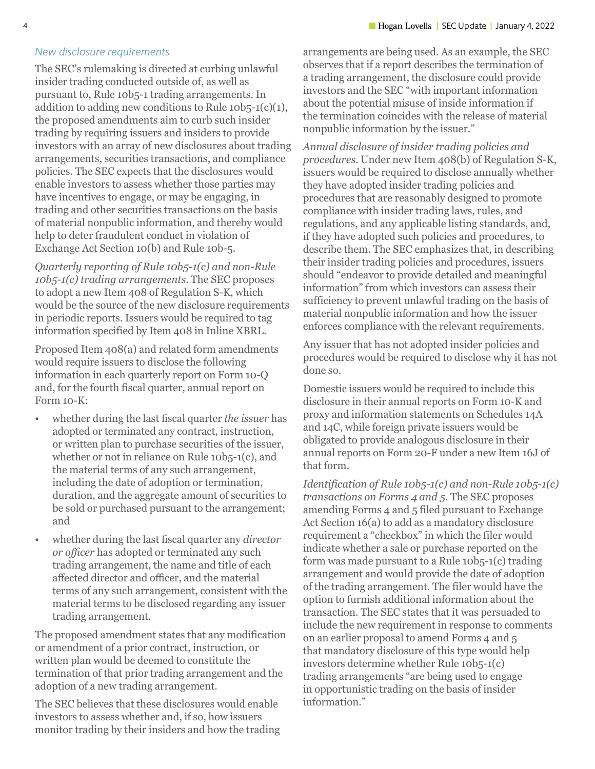### *New disclosure requirements*

The SEC's rulemaking is directed at curbing unlawful insider trading conducted outside of, as well as pursuant to, Rule 10b5-1 trading arrangements. In addition to adding new conditions to Rule 10b5-1(c)(1), the proposed amendments aim to curb such insider trading by requiring issuers and insiders to provide investors with an array of new disclosures about trading arrangements, securities transactions, and compliance policies. The SEC expects that the disclosures would enable investors to assess whether those parties may have incentives to engage, or may be engaging, in trading and other securities transactions on the basis of material nonpublic information, and thereby would help to deter fraudulent conduct in violation of Exchange Act Section 10(b) and Rule 10b-5.

*Quarterly reporting of Rule 10b5-1(c) and non-Rule 10b5-1(c) trading arrangements.* The SEC proposes to adopt a new Item 408 of Regulation S-K, which would be the source of the new disclosure requirements in periodic reports. Issuers would be required to tag information specified by Item 408 in Inline XBRL.

Proposed Item 408(a) and related form amendments would require issuers to disclose the following information in each quarterly report on Form 10-Q and, for the fourth fiscal quarter, annual report on Form 10-K:

- whether during the last fiscal quarter *the issuer* has adopted or terminated any contract, instruction, or written plan to purchase securities of the issuer, whether or not in reliance on Rule 10b5-1(c), and the material terms of any such arrangement, including the date of adoption or termination, duration, and the aggregate amount of securities to be sold or purchased pursuant to the arrangement; and
- whether during the last fiscal quarter any *director or officer* has adopted or terminated any such trading arrangement, the name and title of each affected director and officer, and the material terms of any such arrangement, consistent with the material terms to be disclosed regarding any issuer trading arrangement.

The proposed amendment states that any modification or amendment of a prior contract, instruction, or written plan would be deemed to constitute the termination of that prior trading arrangement and the adoption of a new trading arrangement.

The SEC believes that these disclosures would enable investors to assess whether and, if so, how issuers monitor trading by their insiders and how the trading arrangements are being used. As an example, the SEC observes that if a report describes the termination of a trading arrangement, the disclosure could provide investors and the SEC "with important information about the potential misuse of inside information if the termination coincides with the release of material nonpublic information by the issuer."

*Annual disclosure of insider trading policies and procedures.* Under new Item 408(b) of Regulation S-K, issuers would be required to disclose annually whether they have adopted insider trading policies and procedures that are reasonably designed to promote compliance with insider trading laws, rules, and regulations, and any applicable listing standards, and, if they have adopted such policies and procedures, to describe them. The SEC emphasizes that, in describing their insider trading policies and procedures, issuers should "endeavor to provide detailed and meaningful information" from which investors can assess their sufficiency to prevent unlawful trading on the basis of material nonpublic information and how the issuer enforces compliance with the relevant requirements.

Any issuer that has not adopted insider policies and procedures would be required to disclose why it has not done so.

Domestic issuers would be required to include this disclosure in their annual reports on Form 10-K and proxy and information statements on Schedules 14A and 14C, while foreign private issuers would be obligated to provide analogous disclosure in their annual reports on Form 20-F under a new Item 16J of that form.

*Identification of Rule 10b5-1(c) and non-Rule 10b5-1(c) transactions on Forms 4 and 5.* The SEC proposes amending Forms 4 and 5 filed pursuant to Exchange Act Section 16(a) to add as a mandatory disclosure requirement a "checkbox" in which the filer would indicate whether a sale or purchase reported on the form was made pursuant to a Rule 10b5-1(c) trading arrangement and would provide the date of adoption of the trading arrangement. The filer would have the option to furnish additional information about the transaction. The SEC states that it was persuaded to include the new requirement in response to comments on an earlier proposal to amend Forms 4 and 5 that mandatory disclosure of this type would help investors determine whether Rule 10b5-1(c) trading arrangements "are being used to engage in opportunistic trading on the basis of insider information."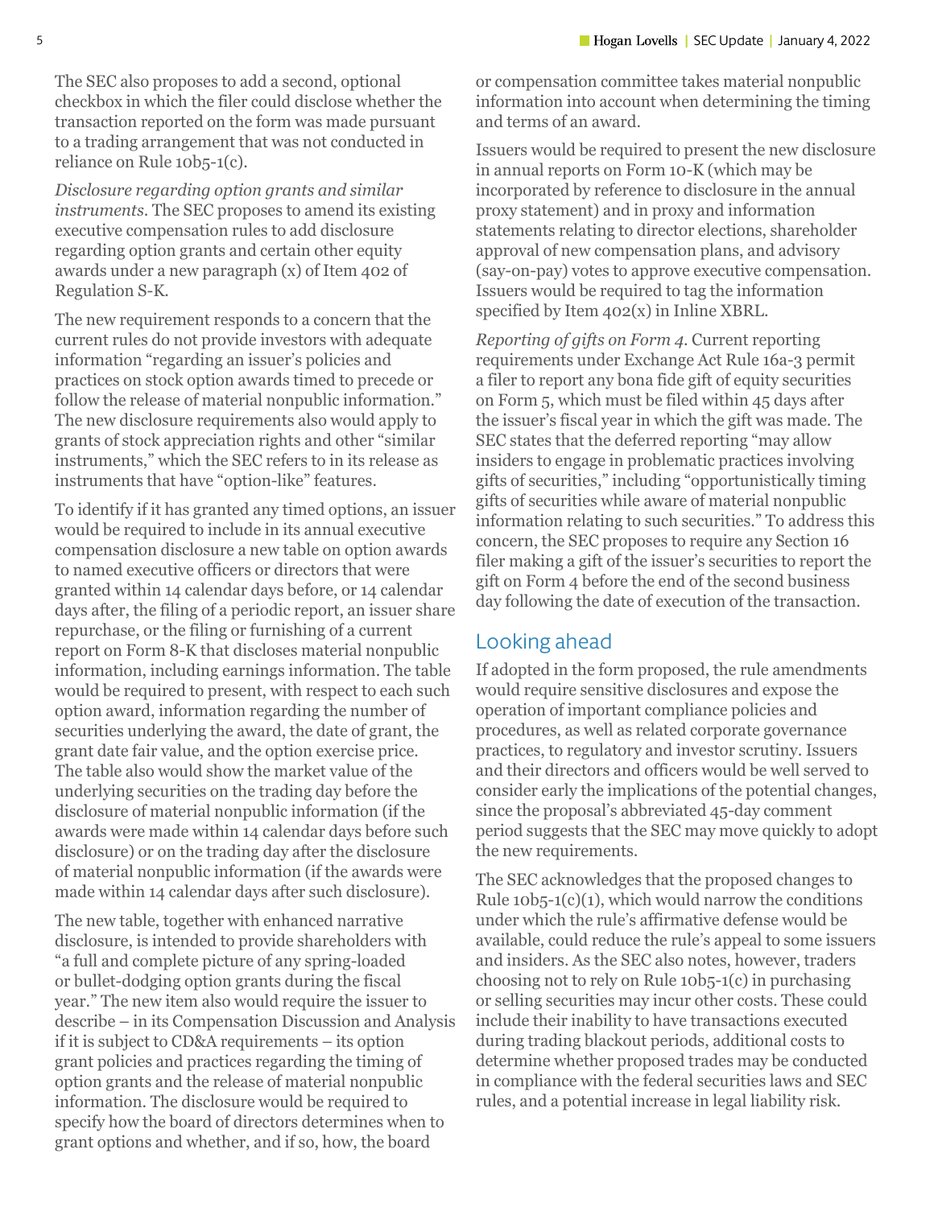The SEC also proposes to add a second, optional checkbox in which the filer could disclose whether the transaction reported on the form was made pursuant to a trading arrangement that was not conducted in reliance on Rule 10b5-1(c).

*Disclosure regarding option grants and similar instruments.* The SEC proposes to amend its existing executive compensation rules to add disclosure regarding option grants and certain other equity awards under a new paragraph (x) of Item 402 of Regulation S-K.

The new requirement responds to a concern that the current rules do not provide investors with adequate information "regarding an issuer's policies and practices on stock option awards timed to precede or follow the release of material nonpublic information." The new disclosure requirements also would apply to grants of stock appreciation rights and other "similar instruments," which the SEC refers to in its release as instruments that have "option-like" features.

To identify if it has granted any timed options, an issuer would be required to include in its annual executive compensation disclosure a new table on option awards to named executive officers or directors that were granted within 14 calendar days before, or 14 calendar days after, the filing of a periodic report, an issuer share repurchase, or the filing or furnishing of a current report on Form 8-K that discloses material nonpublic information, including earnings information. The table would be required to present, with respect to each such option award, information regarding the number of securities underlying the award, the date of grant, the grant date fair value, and the option exercise price. The table also would show the market value of the underlying securities on the trading day before the disclosure of material nonpublic information (if the awards were made within 14 calendar days before such disclosure) or on the trading day after the disclosure of material nonpublic information (if the awards were made within 14 calendar days after such disclosure).

The new table, together with enhanced narrative disclosure, is intended to provide shareholders with "a full and complete picture of any spring-loaded or bullet-dodging option grants during the fiscal year." The new item also would require the issuer to describe – in its Compensation Discussion and Analysis if it is subject to CD&A requirements – its option grant policies and practices regarding the timing of option grants and the release of material nonpublic information. The disclosure would be required to specify how the board of directors determines when to grant options and whether, and if so, how, the board or compensation committee takes material nonpublic information into account when determining the timing and terms of an award.

Issuers would be required to present the new disclosure in annual reports on Form 10-K (which may be incorporated by reference to disclosure in the annual proxy statement) and in proxy and information statements relating to director elections, shareholder approval of new compensation plans, and advisory (say-on-pay) votes to approve executive compensation. Issuers would be required to tag the information specified by Item 402(x) in Inline XBRL.

*Reporting of gifts on Form 4.* Current reporting requirements under Exchange Act Rule 16a-3 permit a filer to report any bona fide gift of equity securities on Form 5, which must be filed within 45 days after the issuer's fiscal year in which the gift was made. The SEC states that the deferred reporting "may allow insiders to engage in problematic practices involving gifts of securities," including "opportunistically timing gifts of securities while aware of material nonpublic information relating to such securities." To address this concern, the SEC proposes to require any Section 16 filer making a gift of the issuer's securities to report the gift on Form 4 before the end of the second business day following the date of execution of the transaction.

## Looking ahead

If adopted in the form proposed, the rule amendments would require sensitive disclosures and expose the operation of important compliance policies and procedures, as well as related corporate governance practices, to regulatory and investor scrutiny. Issuers and their directors and officers would be well served to consider early the implications of the potential changes, since the proposal's abbreviated 45-day comment period suggests that the SEC may move quickly to adopt the new requirements.

The SEC acknowledges that the proposed changes to Rule 10b5-1(c)(1), which would narrow the conditions under which the rule's affirmative defense would be available, could reduce the rule's appeal to some issuers and insiders. As the SEC also notes, however, traders choosing not to rely on Rule 10b5-1(c) in purchasing or selling securities may incur other costs. These could include their inability to have transactions executed during trading blackout periods, additional costs to determine whether proposed trades may be conducted in compliance with the federal securities laws and SEC rules, and a potential increase in legal liability risk.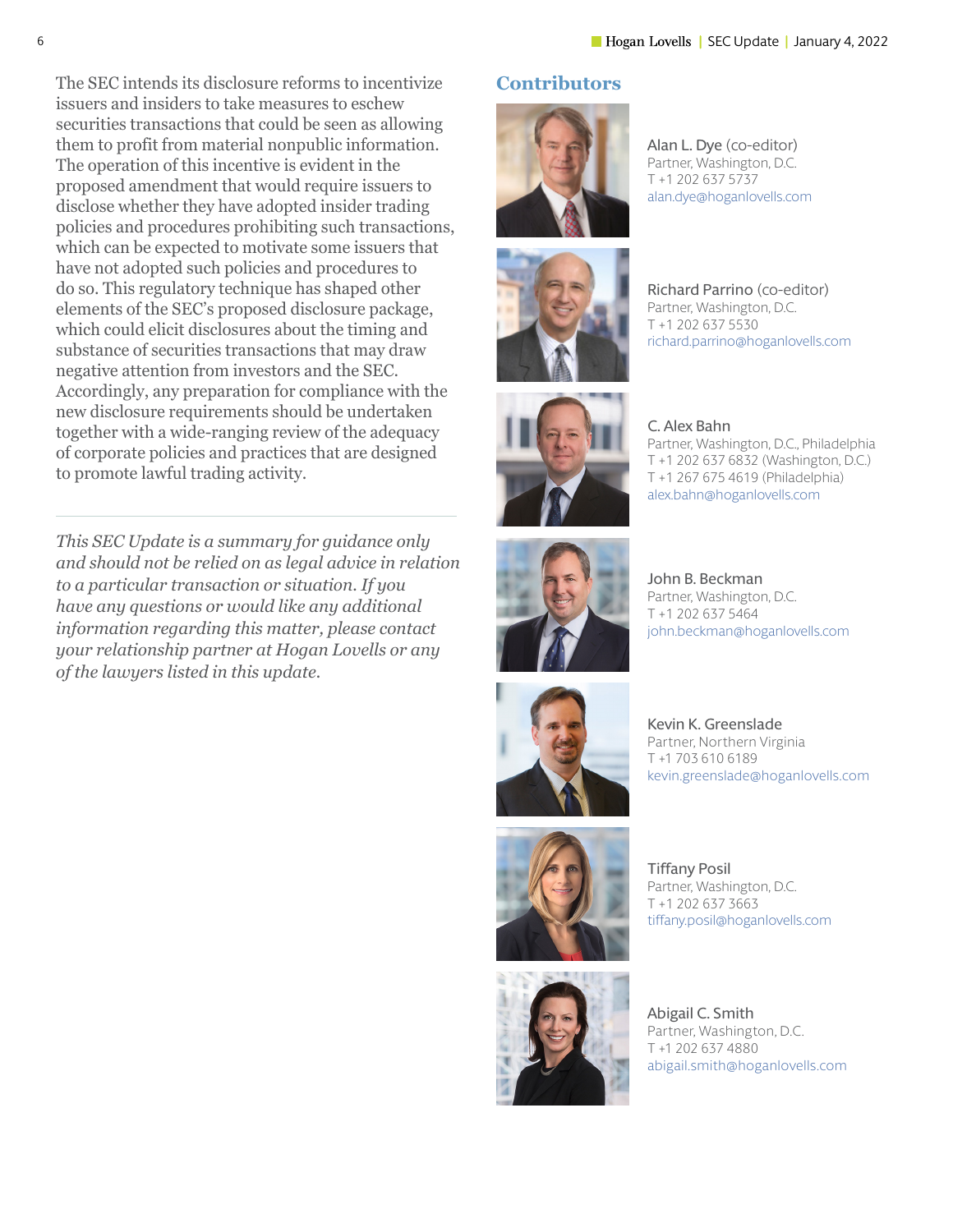The SEC intends its disclosure reforms to incentivize issuers and insiders to take measures to eschew securities transactions that could be seen as allowing them to profit from material nonpublic information. The operation of this incentive is evident in the proposed amendment that would require issuers to disclose whether they have adopted insider trading policies and procedures prohibiting such transactions, which can be expected to motivate some issuers that have not adopted such policies and procedures to do so. This regulatory technique has shaped other elements of the SEC's proposed disclosure package, which could elicit disclosures about the timing and substance of securities transactions that may draw negative attention from investors and the SEC. Accordingly, any preparation for compliance with the new disclosure requirements should be undertaken together with a wide-ranging review of the adequacy of corporate policies and practices that are designed to promote lawful trading activity.

---

*This SEC Update is a summary for guidance only and should not be relied on as legal advice in relation to a particular transaction or situation. If you have any questions or would like any additional information regarding this matter, please contact your relationship partner at Hogan Lovells or any of the lawyers listed in this update.*

## Contributors

Alan L. Dye (co-editor)
Partner, Washington, D.C.
T +1 202 637 5737
alan.dye@hoganlovells.com

Richard Parrino (co-editor)
Partner, Washington, D.C.
T +1 202 637 5530
richard.parrino@hoganlovells.com

C. Alex Bahn
Partner, Washington, D.C., Philadelphia
T +1 202 637 6832 (Washington, D.C.)
T +1 267 675 4619 (Philadelphia)
alex.bahn@hoganlovells.com

John B. Beckman
Partner, Washington, D.C.
T +1 202 637 5464
john.beckman@hoganlovells.com

Kevin K. Greenslade
Partner, Northern Virginia
T +1 703 610 6189
kevin.greenslade@hoganlovells.com

Tiffany Posil
Partner, Washington, D.C.
T +1 202 637 3663
tiffany.posil@hoganlovells.com

Abigail C. Smith
Partner, Washington, D.C.
T +1 202 637 4880
abigail.smith@hoganlovells.com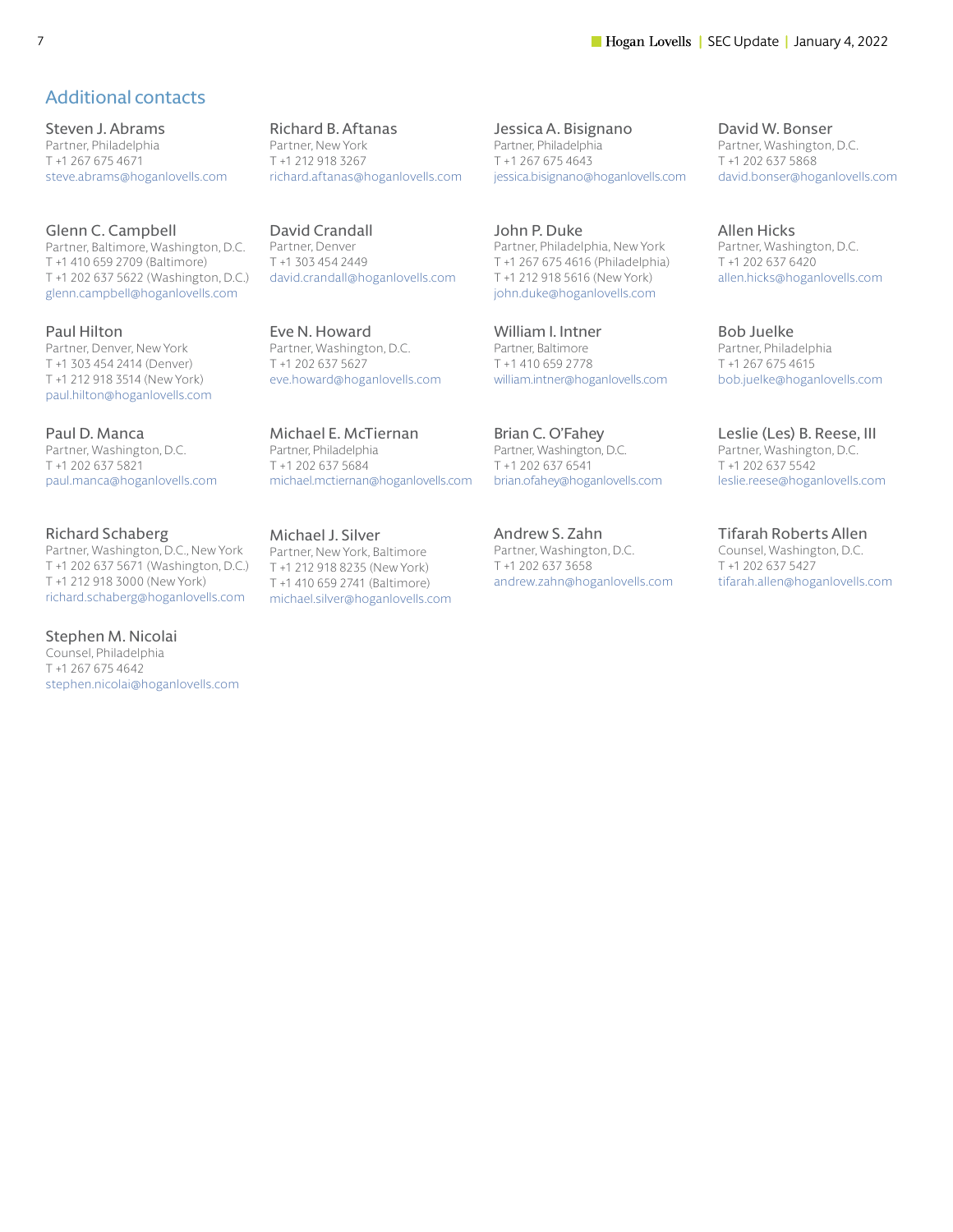## Additional contacts

**Steven J. Abrams**
Partner, Philadelphia
T +1 267 675 4671
steve.abrams@hoganlovells.com

**Richard B. Aftanas**
Partner, New York
T +1 212 918 3267
richard.aftanas@hoganlovells.com

**Jessica A. Bisignano**
Partner, Philadelphia
T +1 267 675 4643
jessica.bisignano@hoganlovells.com

**David W. Bonser**
Partner, Washington, D.C.
T +1 202 637 5868
david.bonser@hoganlovells.com

**Glenn C. Campbell**
Partner, Baltimore, Washington, D.C.
T +1 410 659 2709 (Baltimore)
T +1 202 637 5622 (Washington, D.C.)
glenn.campbell@hoganlovells.com

**David Crandall**
Partner, Denver
T +1 303 454 2449
david.crandall@hoganlovells.com

**John P. Duke**
Partner, Philadelphia, New York
T +1 267 675 4616 (Philadelphia)
T +1 212 918 5616 (New York)
john.duke@hoganlovells.com

**Allen Hicks**
Partner, Washington, D.C.
T +1 202 637 6420
allen.hicks@hoganlovells.com

**Paul Hilton**
Partner, Denver, New York
T +1 303 454 2414 (Denver)
T +1 212 918 3514 (New York)
paul.hilton@hoganlovells.com

**Eve N. Howard**
Partner, Washington, D.C.
T +1 202 637 5627
eve.howard@hoganlovells.com

**William I. Intner**
Partner, Baltimore
T +1 410 659 2778
william.intner@hoganlovells.com

**Bob Juelke**
Partner, Philadelphia
T +1 267 675 4615
bob.juelke@hoganlovells.com

**Paul D. Manca**
Partner, Washington, D.C.
T +1 202 637 5821
paul.manca@hoganlovells.com

**Michael E. McTiernan**
Partner, Philadelphia
T +1 202 637 5684
michael.mctiernan@hoganlovells.com

**Brian C. O'Fahey**
Partner, Washington, D.C.
T +1 202 637 6541
brian.ofahey@hoganlovells.com

**Leslie (Les) B. Reese, III**
Partner, Washington, D.C.
T +1 202 637 5542
leslie.reese@hoganlovells.com

**Richard Schaberg**
Partner, Washington, D.C., New York
T +1 202 637 5671 (Washington, D.C.)
T +1 212 918 3000 (New York)
richard.schaberg@hoganlovells.com

**Michael J. Silver**
Partner, New York, Baltimore
T +1 212 918 8235 (New York)
T +1 410 659 2741 (Baltimore)
michael.silver@hoganlovells.com

**Andrew S. Zahn**
Partner, Washington, D.C.
T +1 202 637 3658
andrew.zahn@hoganlovells.com

**Tifarah Roberts Allen**
Counsel, Washington, D.C.
T +1 202 637 5427
tifarah.allen@hoganlovells.com

**Stephen M. Nicolai**
Counsel, Philadelphia
T +1 267 675 4642
stephen.nicolai@hoganlovells.com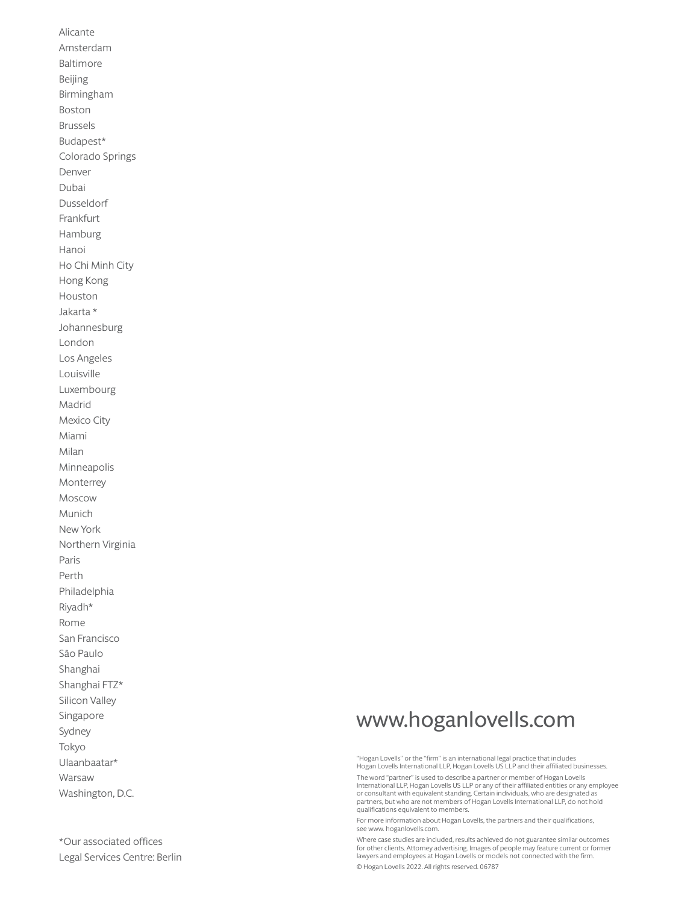Alicante
Amsterdam
Baltimore
Beijing
Birmingham
Boston
Brussels
Budapest*
Colorado Springs
Denver
Dubai
Dusseldorf
Frankfurt
Hamburg
Hanoi
Ho Chi Minh City
Hong Kong
Houston
Jakarta *
Johannesburg
London
Los Angeles
Louisville
Luxembourg
Madrid
Mexico City
Miami
Milan
Minneapolis
Monterrey
Moscow
Munich
New York
Northern Virginia
Paris
Perth
Philadelphia
Riyadh*
Rome
San Francisco
São Paulo
Shanghai
Shanghai FTZ*
Silicon Valley
Singapore
Sydney
Tokyo
Ulaanbaatar*
Warsaw
Washington, D.C.

*Our associated offices
Legal Services Centre: Berlin

www.hoganlovells.com

"Hogan Lovells" or the "firm" is an international legal practice that includes Hogan Lovells International LLP, Hogan Lovells US LLP and their affiliated businesses.

The word "partner" is used to describe a partner or member of Hogan Lovells International LLP, Hogan Lovells US LLP or any of their affiliated entities or any employee or consultant with equivalent standing. Certain individuals, who are designated as partners, but who are not members of Hogan Lovells International LLP, do not hold qualifications equivalent to members.

For more information about Hogan Lovells, the partners and their qualifications, see www. hoganlovells.com.

Where case studies are included, results achieved do not guarantee similar outcomes for other clients. Attorney advertising. Images of people may feature current or former lawyers and employees at Hogan Lovells or models not connected with the firm.

© Hogan Lovells 2022. All rights reserved. 06787